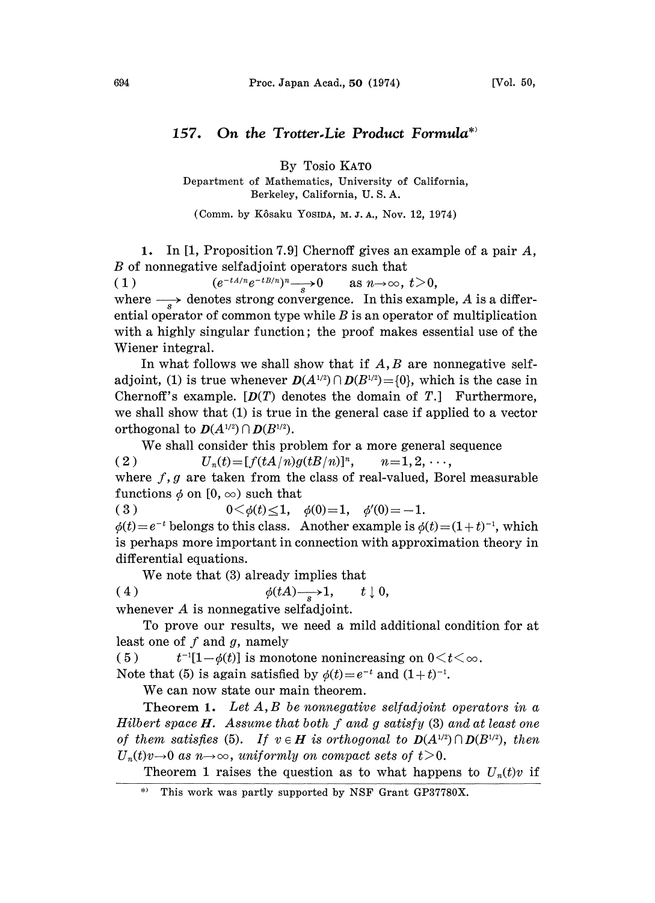# 157. On the Trotter-Lie Product Formula*)

By Tosio KATO

Department of Mathematics, University of California, Berkeley, California, U. S. A.

(Comm. by Kôsaku YOSIDA, M. J. A., Nov. 12, 1974)

**1.** In [1, Proposition 7.9] Chernoff gives an example of a pair $A$, $B$ of nonnegative selfadjoint operators such that

$$(1) \qquad (e^{-tA/n}e^{-tB/n})^n \xrightarrow[s]{} 0 \qquad \text{as } n\to\infty,\ t>0,$$

where $\xrightarrow[s]{}$ denotes strong convergence. In this example, $A$ is a differential operator of common type while $B$ is an operator of multiplication with a highly singular function; the proof makes essential use of the Wiener integral.

In what follows we shall show that if $A, B$ are nonnegative selfadjoint, (1) is true whenever $\boldsymbol{D}(A^{1/2})\cap \boldsymbol{D}(B^{1/2})=\{0\}$, which is the case in Chernoff's example. [$\boldsymbol{D}(T)$ denotes the domain of $T$.] Furthermore, we shall show that (1) is true in the general case if applied to a vector orthogonal to $\boldsymbol{D}(A^{1/2})\cap \boldsymbol{D}(B^{1/2})$.

We shall consider this problem for a more general sequence

$$(2) \qquad U_n(t)=[f(tA/n)g(tB/n)]^n, \qquad n=1,2,\cdots,$$

where $f, g$ are taken from the class of real-valued, Borel measurable functions $\phi$ on $[0,\infty)$ such that

$$(3) \qquad 0<\phi(t)\le 1, \quad \phi(0)=1, \quad \phi'(0)=-1.$$

$\phi(t)=e^{-t}$ belongs to this class. Another example is $\phi(t)=(1+t)^{-1}$, which is perhaps more important in connection with approximation theory in differential equations.

We note that (3) already implies that

$$(4) \qquad \phi(tA)\xrightarrow[s]{} 1, \qquad t\downarrow 0,$$

whenever $A$ is nonnegative selfadjoint.

To prove our results, we need a mild additional condition for at least one of $f$ and $g$, namely

$$(5) \qquad t^{-1}[1-\phi(t)] \text{ is monotone nonincreasing on } 0<t<\infty.$$

Note that (5) is again satisfied by $\phi(t)=e^{-t}$ and $(1+t)^{-1}$.

We can now state our main theorem.

**Theorem 1.** *Let $A, B$ be nonnegative selfadjoint operators in a Hilbert space $\boldsymbol{H}$. Assume that both $f$ and $g$ satisfy* (3) *and at least one of them satisfies* (5). *If $v\in \boldsymbol{H}$ is orthogonal to $\boldsymbol{D}(A^{1/2})\cap \boldsymbol{D}(B^{1/2})$, then $U_n(t)v\to 0$ as $n\to\infty$, uniformly on compact sets of $t>0$.*

Theorem 1 raises the question as to what happens to $U_n(t)v$ if

---

*) This work was partly supported by NSF Grant GP37780X.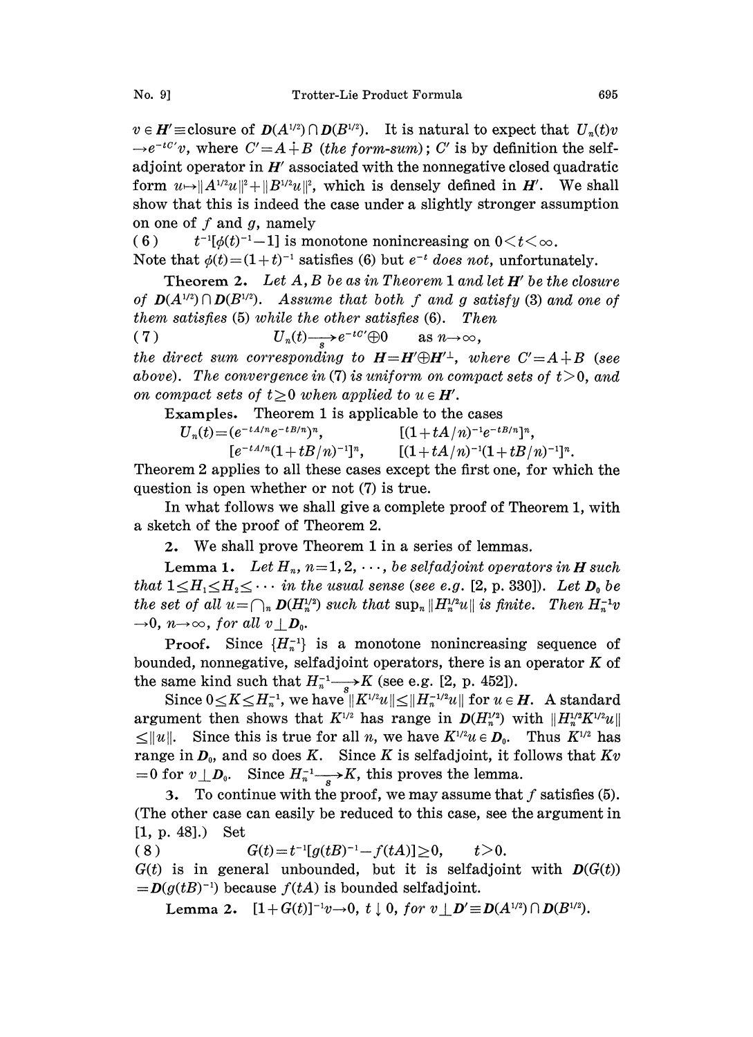$v \in \boldsymbol{H}' \equiv$ closure of $\boldsymbol{D}(A^{1/2}) \cap \boldsymbol{D}(B^{1/2})$. It is natural to expect that $U_n(t)v \to e^{-tC'}v$, where $C' = A \dotplus B$ (*the form-sum*); $C'$ is by definition the selfadjoint operator in $\boldsymbol{H}'$ associated with the nonnegative closed quadratic form $u \mapsto \|A^{1/2}u\|^2 + \|B^{1/2}u\|^2$, which is densely defined in $\boldsymbol{H}'$. We shall show that this is indeed the case under a slightly stronger assumption on one of $f$ and $g$, namely

(6) $\quad t^{-1}[\phi(t)^{-1} - 1]$ is monotone nonincreasing on $0 < t < \infty$.

Note that $\phi(t) = (1+t)^{-1}$ satisfies (6) but $e^{-t}$ *does not, unfortunately.*

**Theorem 2.** *Let $A, B$ be as in Theorem 1 and let $\boldsymbol{H}'$ be the closure of $\boldsymbol{D}(A^{1/2}) \cap \boldsymbol{D}(B^{1/2})$. Assume that both $f$ and $g$ satisfy (3) and one of them satisfies (5) while the other satisfies (6). Then*

$$(7) \qquad U_n(t) \xrightarrow[s]{} e^{-tC'} \oplus 0 \qquad \text{as } n \to \infty,$$

*the direct sum corresponding to $\boldsymbol{H} = \boldsymbol{H}' \oplus \boldsymbol{H}'^{\perp}$, where $C' = A \dotplus B$ (see above). The convergence in (7) is uniform on compact sets of $t > 0$, and on compact sets of $t \geq 0$ when applied to $u \in \boldsymbol{H}'$.*

**Examples.** Theorem 1 is applicable to the cases

$$U_n(t) = (e^{-tA/n} e^{-tB/n})^n, \qquad [(1+tA/n)^{-1} e^{-tB/n}]^n,$$

$$[e^{-tA/n}(1+tB/n)^{-1}]^n, \qquad [(1+tA/n)^{-1}(1+tB/n)^{-1}]^n.$$

Theorem 2 applies to all these cases except the first one, for which the question is open whether or not (7) is true.

In what follows we shall give a complete proof of Theorem 1, with a sketch of the proof of Theorem 2.

**2.** We shall prove Theorem 1 in a series of lemmas.

**Lemma 1.** *Let $H_n$, $n = 1, 2, \cdots$, be selfadjoint operators in $\boldsymbol{H}$ such that $1 \leq H_1 \leq H_2 \leq \cdots$ in the usual sense (see e.g. [2, p. 330]). Let $\boldsymbol{D}_0$ be the set of all $u = \bigcap_n \boldsymbol{D}(H_n^{1/2})$ such that $\sup_n \|H_n^{1/2}u\|$ is finite. Then $H_n^{-1}v \to 0$, $n \to \infty$, for all $v \perp \boldsymbol{D}_0$.*

**Proof.** Since $\{H_n^{-1}\}$ is a monotone nonincreasing sequence of bounded, nonnegative, selfadjoint operators, there is an operator $K$ of the same kind such that $H_n^{-1} \xrightarrow[s]{} K$ (see e.g. [2, p. 452]).

Since $0 \leq K \leq H_n^{-1}$, we have $\|K^{1/2}u\| \leq \|H_n^{-1/2}u\|$ for $u \in \boldsymbol{H}$. A standard argument then shows that $K^{1/2}$ has range in $\boldsymbol{D}(H_n^{1/2})$ with $\|H_n^{1/2}K^{1/2}u\| \leq \|u\|$. Since this is true for all $n$, we have $K^{1/2}u \in \boldsymbol{D}_0$. Thus $K^{1/2}$ has range in $\boldsymbol{D}_0$, and so does $K$. Since $K$ is selfadjoint, it follows that $Kv = 0$ for $v \perp \boldsymbol{D}_0$. Since $H_n^{-1} \xrightarrow[s]{} K$, this proves the lemma.

**3.** To continue with the proof, we may assume that $f$ satisfies (5). (The other case can easily be reduced to this case, see the argument in [1, p. 48].) Set

$$(8) \qquad G(t) = t^{-1}[g(tB)^{-1} - f(tA)] \geq 0, \qquad t > 0.$$

$G(t)$ is in general unbounded, but it is selfadjoint with $\boldsymbol{D}(G(t)) = \boldsymbol{D}(g(tB)^{-1})$ because $f(tA)$ is bounded selfadjoint.

**Lemma 2.** $[1 + G(t)]^{-1}v \to 0$, $t \downarrow 0$, *for* $v \perp \boldsymbol{D}' \equiv \boldsymbol{D}(A^{1/2}) \cap \boldsymbol{D}(B^{1/2})$.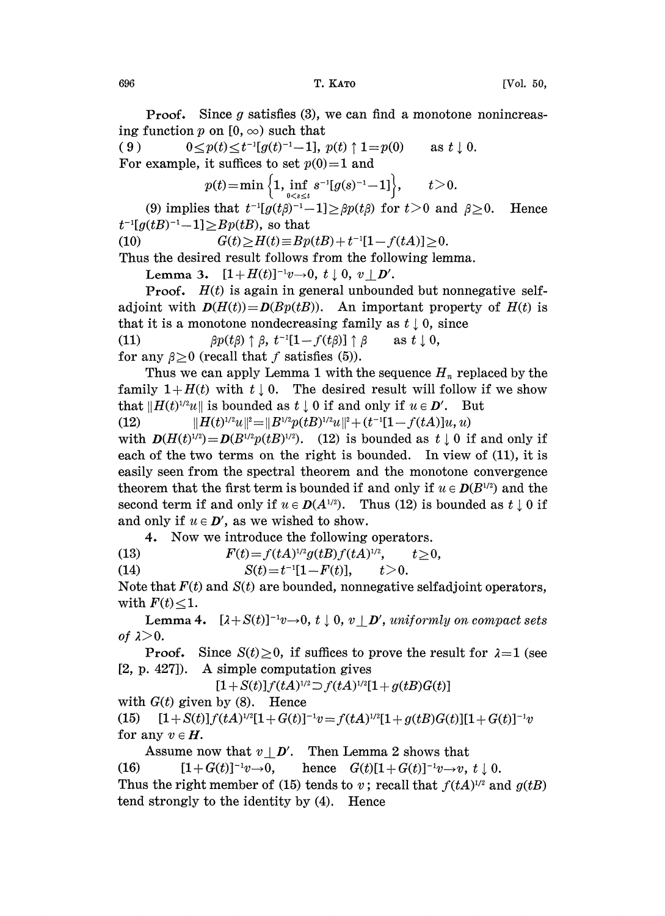**Proof.** Since $g$ satisfies (3), we can find a monotone nonincreasing function $p$ on $[0, \infty)$ such that

$$(9) \qquad 0 \le p(t) \le t^{-1}[g(t)^{-1}-1], \ p(t) \uparrow 1 = p(0) \qquad \text{as } t \downarrow 0.$$

For example, it suffices to set $p(0)=1$ and

$$p(t) = \min\left\{1, \inf_{0<s\le t} s^{-1}[g(s)^{-1}-1]\right\}, \qquad t>0.$$

(9) implies that $t^{-1}[g(t\beta)^{-1}-1] \ge \beta p(t\beta)$ for $t>0$ and $\beta \ge 0$. Hence $t^{-1}[g(tB)^{-1}-1] \ge Bp(tB)$, so that

$$(10) \qquad G(t) \ge H(t) \equiv Bp(tB) + t^{-1}[1-f(tA)] \ge 0.$$

Thus the desired result follows from the following lemma.

**Lemma 3.** *$[1+H(t)]^{-1}v \to 0$, $t \downarrow 0$, $v \perp \boldsymbol{D}'$.*

**Proof.** $H(t)$ is again in general unbounded but nonnegative selfadjoint with $\boldsymbol{D}(H(t)) = \boldsymbol{D}(Bp(tB))$. An important property of $H(t)$ is that it is a monotone nondecreasing family as $t \downarrow 0$, since

$$(11) \qquad \beta p(t\beta) \uparrow \beta, \ t^{-1}[1-f(t\beta)] \uparrow \beta \qquad \text{as } t \downarrow 0,$$

for any $\beta \ge 0$ (recall that $f$ satisfies (5)).

Thus we can apply Lemma 1 with the sequence $H_n$ replaced by the family $1+H(t)$ with $t \downarrow 0$. The desired result will follow if we show that $\|H(t)^{1/2}u\|$ is bounded as $t \downarrow 0$ if and only if $u \in \boldsymbol{D}'$. But

$$(12) \qquad \|H(t)^{1/2}u\|^2 = \|B^{1/2}p(tB)^{1/2}u\|^2 + (t^{-1}[1-f(tA)]u, u)$$

with $\boldsymbol{D}(H(t)^{1/2}) = \boldsymbol{D}(B^{1/2}p(tB)^{1/2})$. (12) is bounded as $t \downarrow 0$ if and only if each of the two terms on the right is bounded. In view of (11), it is easily seen from the spectral theorem and the monotone convergence theorem that the first term is bounded if and only if $u \in \boldsymbol{D}(B^{1/2})$ and the second term if and only if $u \in \boldsymbol{D}(A^{1/2})$. Thus (12) is bounded as $t \downarrow 0$ if and only if $u \in \boldsymbol{D}'$, as we wished to show.

**4.** Now we introduce the following operators.

$$(13) \qquad F(t) = f(tA)^{1/2} g(tB) f(tA)^{1/2}, \qquad t \ge 0,$$

$$(14) \qquad S(t) = t^{-1}[1-F(t)], \qquad t>0.$$

Note that $F(t)$ and $S(t)$ are bounded, nonnegative selfadjoint operators, with $F(t) \le 1$.

**Lemma 4.** *$[\lambda + S(t)]^{-1}v \to 0$, $t \downarrow 0$, $v \perp \boldsymbol{D}'$, uniformly on compact sets of $\lambda > 0$.*

**Proof.** Since $S(t) \ge 0$, if suffices to prove the result for $\lambda = 1$ (see [2, p. 427]). A simple computation gives

$$[1+S(t)]f(tA)^{1/2} \supset f(tA)^{1/2}[1+g(tB)G(t)]$$

with $G(t)$ given by (8). Hence

$$(15) \quad [1+S(t)]f(tA)^{1/2}[1+G(t)]^{-1}v = f(tA)^{1/2}[1+g(tB)G(t)][1+G(t)]^{-1}v$$

for any $v \in \boldsymbol{H}$.

Assume now that $v \perp \boldsymbol{D}'$. Then Lemma 2 shows that

$$(16) \qquad [1+G(t)]^{-1}v \to 0, \qquad \text{hence} \quad G(t)[1+G(t)]^{-1}v \to v, \ t \downarrow 0.$$

Thus the right member of (15) tends to $v$; recall that $f(tA)^{1/2}$ and $g(tB)$ tend strongly to the identity by (4). Hence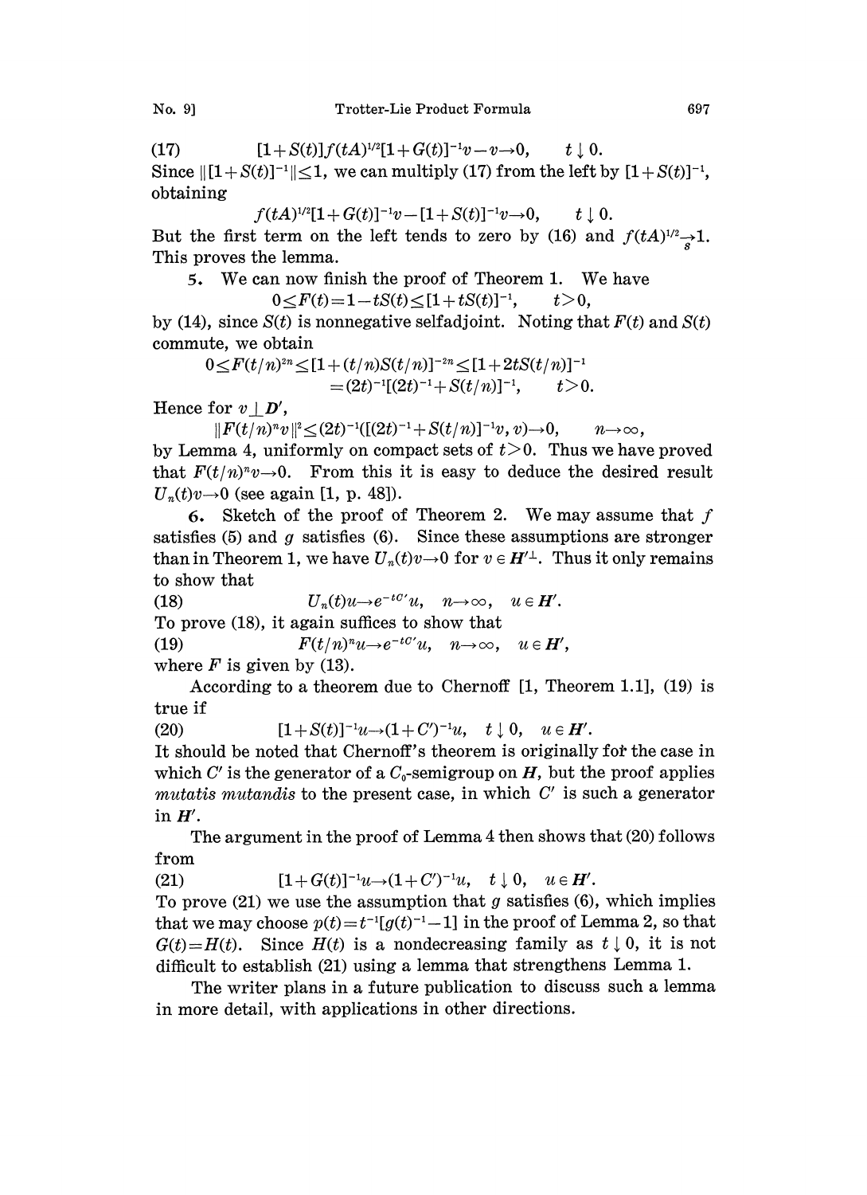$$(17) \qquad [1+S(t)]f(tA)^{1/2}[1+G(t)]^{-1}v-v\to 0, \qquad t\downarrow 0.$$

Since $\|[1+S(t)]^{-1}\|\le 1$, we can multiply (17) from the left by $[1+S(t)]^{-1}$, obtaining

$$f(tA)^{1/2}[1+G(t)]^{-1}v-[1+S(t)]^{-1}v\to 0, \qquad t\downarrow 0.$$

But the first term on the left tends to zero by (16) and $f(tA)^{1/2}\underset{s}{\to}1$. This proves the lemma.

**5.** We can now finish the proof of Theorem 1. We have

$$0\le F(t)=1-tS(t)\le [1+tS(t)]^{-1}, \qquad t>0,$$

by (14), since $S(t)$ is nonnegative selfadjoint. Noting that $F(t)$ and $S(t)$ commute, we obtain

$$0\le F(t/n)^{2n}\le [1+(t/n)S(t/n)]^{-2n}\le [1+2tS(t/n)]^{-1}$$
$$=(2t)^{-1}[(2t)^{-1}+S(t/n)]^{-1}, \qquad t>0.$$

Hence for $v\perp \boldsymbol{D}'$,

$$\|F(t/n)^n v\|^2\le (2t)^{-1}([(2t)^{-1}+S(t/n)]^{-1}v, v)\to 0, \qquad n\to\infty,$$

by Lemma 4, uniformly on compact sets of $t>0$. Thus we have proved that $F(t/n)^n v\to 0$. From this it is easy to deduce the desired result $U_n(t)v\to 0$ (see again [1, p. 48]).

**6.** Sketch of the proof of Theorem 2. We may assume that $f$ satisfies (5) and $g$ satisfies (6). Since these assumptions are stronger than in Theorem 1, we have $U_n(t)v\to 0$ for $v\in \boldsymbol{H}'^{\perp}$. Thus it only remains to show that

$$(18) \qquad U_n(t)u\to e^{-tC'}u, \quad n\to\infty, \quad u\in \boldsymbol{H}'.$$

To prove (18), it again suffices to show that

$$(19) \qquad F(t/n)^n u\to e^{-tC'}u, \quad n\to\infty, \quad u\in \boldsymbol{H}',$$

where $F$ is given by (13).

According to a theorem due to Chernoff [1, Theorem 1.1], (19) is true if

$$(20) \qquad [1+S(t)]^{-1}u\to (1+C')^{-1}u, \quad t\downarrow 0, \quad u\in \boldsymbol{H}'.$$

It should be noted that Chernoff's theorem is originally for the case in which $C'$ is the generator of a $C_0$-semigroup on $\boldsymbol{H}$, but the proof applies *mutatis mutandis* to the present case, in which $C'$ is such a generator in $\boldsymbol{H}'$.

The argument in the proof of Lemma 4 then shows that (20) follows from

$$(21) \qquad [1+G(t)]^{-1}u\to (1+C')^{-1}u, \quad t\downarrow 0, \quad u\in \boldsymbol{H}'.$$

To prove (21) we use the assumption that $g$ satisfies (6), which implies that we may choose $p(t)=t^{-1}[g(t)^{-1}-1]$ in the proof of Lemma 2, so that $G(t)=H(t)$. Since $H(t)$ is a nondecreasing family as $t\downarrow 0$, it is not difficult to establish (21) using a lemma that strengthens Lemma 1.

The writer plans in a future publication to discuss such a lemma in more detail, with applications in other directions.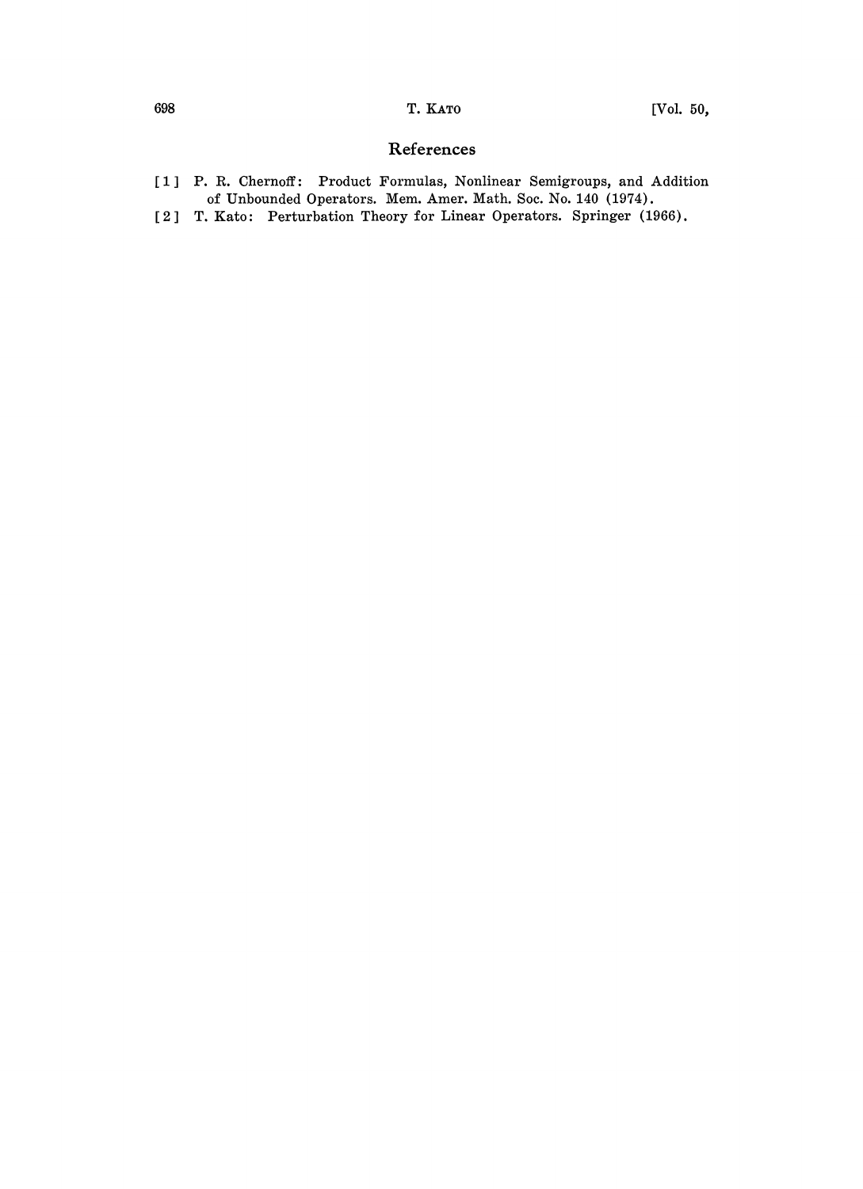## References

[1] P. R. Chernoff: Product Formulas, Nonlinear Semigroups, and Addition of Unbounded Operators. Mem. Amer. Math. Soc. No. 140 (1974).

[2] T. Kato: Perturbation Theory for Linear Operators. Springer (1966).